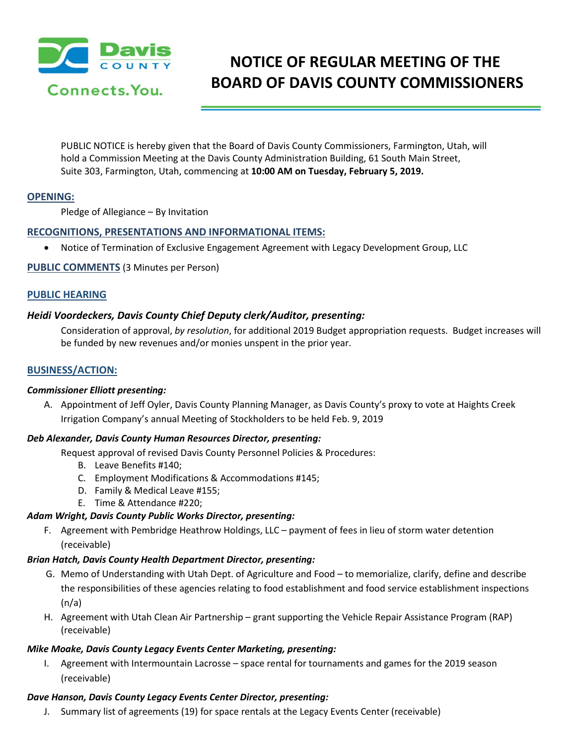Davis COUNTY Connects.You.

# NOTICE OF REGULAR MEETING OF THE BOARD OF DAVIS COUNTY COMMISSIONERS

PUBLIC NOTICE is hereby given that the Board of Davis County Commissioners, Farmington, Utah, will hold a Commission Meeting at the Davis County Administration Building, 61 South Main Street, Suite 303, Farmington, Utah, commencing at **10:00 AM on Tuesday, February 5, 2019.**

## OPENING:

Pledge of Allegiance – By Invitation

## RECOGNITIONS, PRESENTATIONS AND INFORMATIONAL ITEMS:

- Notice of Termination of Exclusive Engagement Agreement with Legacy Development Group, LLC

## PUBLIC COMMENTS (3 Minutes per Person)

## PUBLIC HEARING

### *Heidi Voordeckers, Davis County Chief Deputy clerk/Auditor, presenting:*

Consideration of approval, *by resolution*, for additional 2019 Budget appropriation requests. Budget increases will be funded by new revenues and/or monies unspent in the prior year.

## BUSINESS/ACTION:

***Commissioner Elliott presenting:***

A. Appointment of Jeff Oyler, Davis County Planning Manager, as Davis County's proxy to vote at Haights Creek Irrigation Company's annual Meeting of Stockholders to be held Feb. 9, 2019

***Deb Alexander, Davis County Human Resources Director, presenting:***

Request approval of revised Davis County Personnel Policies & Procedures:

B. Leave Benefits #140;
C. Employment Modifications & Accommodations #145;
D. Family & Medical Leave #155;
E. Time & Attendance #220;

***Adam Wright, Davis County Public Works Director, presenting:***

F. Agreement with Pembridge Heathrow Holdings, LLC – payment of fees in lieu of storm water detention (receivable)

***Brian Hatch, Davis County Health Department Director, presenting:***

G. Memo of Understanding with Utah Dept. of Agriculture and Food – to memorialize, clarify, define and describe the responsibilities of these agencies relating to food establishment and food service establishment inspections (n/a)
H. Agreement with Utah Clean Air Partnership – grant supporting the Vehicle Repair Assistance Program (RAP) (receivable)

***Mike Moake, Davis County Legacy Events Center Marketing, presenting:***

I. Agreement with Intermountain Lacrosse – space rental for tournaments and games for the 2019 season (receivable)

***Dave Hanson, Davis County Legacy Events Center Director, presenting:***

J. Summary list of agreements (19) for space rentals at the Legacy Events Center (receivable)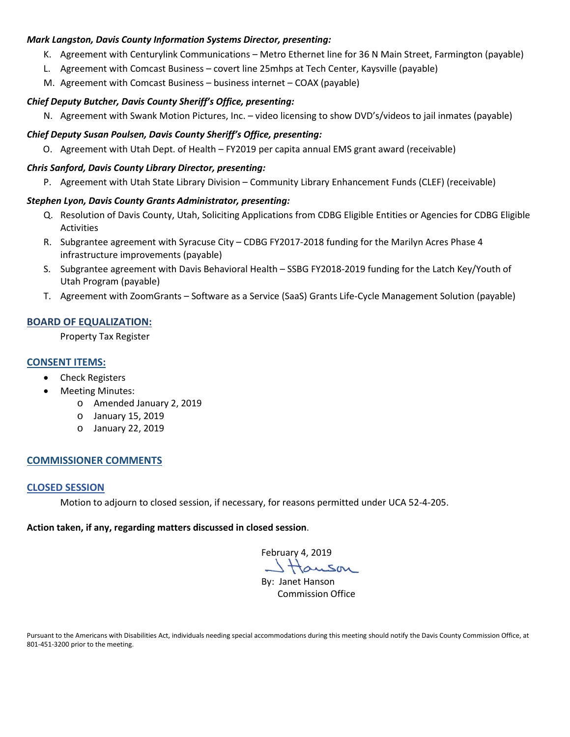***Mark Langston, Davis County Information Systems Director, presenting:***

K. Agreement with Centurylink Communications – Metro Ethernet line for 36 N Main Street, Farmington (payable)
L. Agreement with Comcast Business – covert line 25mhps at Tech Center, Kaysville (payable)
M. Agreement with Comcast Business – business internet – COAX (payable)

***Chief Deputy Butcher, Davis County Sheriff's Office, presenting:***

N. Agreement with Swank Motion Pictures, Inc. – video licensing to show DVD's/videos to jail inmates (payable)

***Chief Deputy Susan Poulsen, Davis County Sheriff's Office, presenting:***

O. Agreement with Utah Dept. of Health – FY2019 per capita annual EMS grant award (receivable)

***Chris Sanford, Davis County Library Director, presenting:***

P. Agreement with Utah State Library Division – Community Library Enhancement Funds (CLEF) (receivable)

***Stephen Lyon, Davis County Grants Administrator, presenting:***

Q. Resolution of Davis County, Utah, Soliciting Applications from CDBG Eligible Entities or Agencies for CDBG Eligible Activities
R. Subgrantee agreement with Syracuse City – CDBG FY2017-2018 funding for the Marilyn Acres Phase 4 infrastructure improvements (payable)
S. Subgrantee agreement with Davis Behavioral Health – SSBG FY2018-2019 funding for the Latch Key/Youth of Utah Program (payable)
T. Agreement with ZoomGrants – Software as a Service (SaaS) Grants Life-Cycle Management Solution (payable)

## BOARD OF EQUALIZATION:

Property Tax Register

## CONSENT ITEMS:

- Check Registers
- Meeting Minutes:
  - Amended January 2, 2019
  - January 15, 2019
  - January 22, 2019

## COMMISSIONER COMMENTS

## CLOSED SESSION

Motion to adjourn to closed session, if necessary, for reasons permitted under UCA 52-4-205.

**Action taken, if any, regarding matters discussed in closed session**.

February 4, 2019

J Hanson

By: Janet Hanson
Commission Office

Pursuant to the Americans with Disabilities Act, individuals needing special accommodations during this meeting should notify the Davis County Commission Office, at 801-451-3200 prior to the meeting.